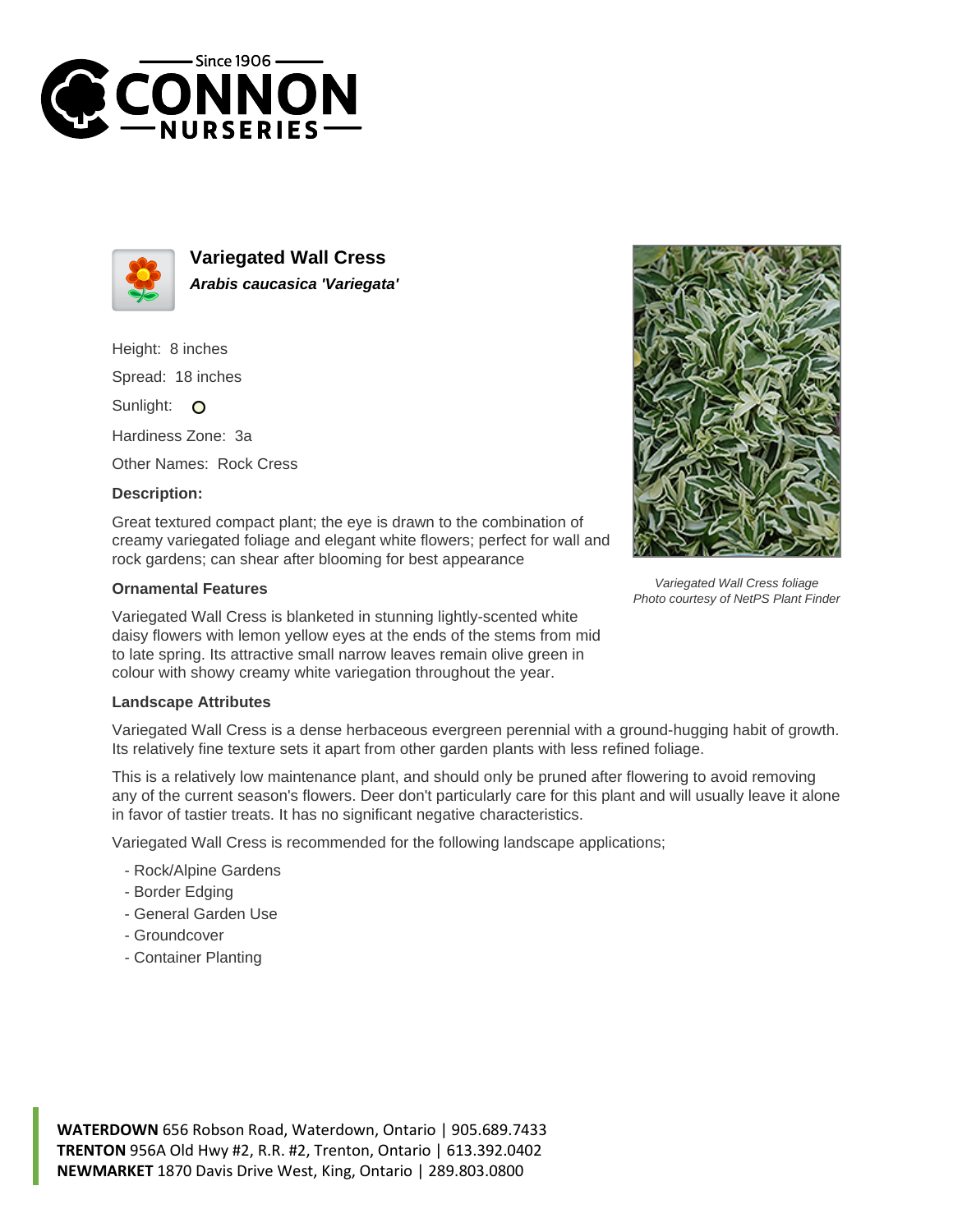# Variegated Wall Cress

***Arabis caucasica 'Variegata'***

Height: 8 inches

Spread: 18 inches

Sunlight: O

Hardiness Zone: 3a

Other Names: Rock Cress

**Description:**

Great textured compact plant; the eye is drawn to the combination of creamy variegated foliage and elegant white flowers; perfect for wall and rock gardens; can shear after blooming for best appearance

*Variegated Wall Cress foliage*
*Photo courtesy of NetPS Plant Finder*

### Ornamental Features

Variegated Wall Cress is blanketed in stunning lightly-scented white daisy flowers with lemon yellow eyes at the ends of the stems from mid to late spring. Its attractive small narrow leaves remain olive green in colour with showy creamy white variegation throughout the year.

### Landscape Attributes

Variegated Wall Cress is a dense herbaceous evergreen perennial with a ground-hugging habit of growth. Its relatively fine texture sets it apart from other garden plants with less refined foliage.

This is a relatively low maintenance plant, and should only be pruned after flowering to avoid removing any of the current season's flowers. Deer don't particularly care for this plant and will usually leave it alone in favor of tastier treats. It has no significant negative characteristics.

Variegated Wall Cress is recommended for the following landscape applications;

- Rock/Alpine Gardens
- Border Edging
- General Garden Use
- Groundcover
- Container Planting

**WATERDOWN** 656 Robson Road, Waterdown, Ontario | 905.689.7433
**TRENTON** 956A Old Hwy #2, R.R. #2, Trenton, Ontario | 613.392.0402
**NEWMARKET** 1870 Davis Drive West, King, Ontario | 289.803.0800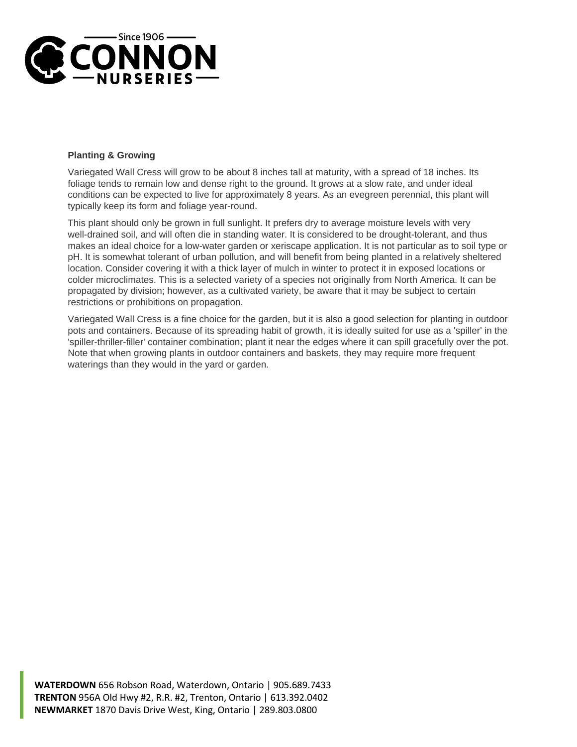### Planting & Growing

Variegated Wall Cress will grow to be about 8 inches tall at maturity, with a spread of 18 inches. Its foliage tends to remain low and dense right to the ground. It grows at a slow rate, and under ideal conditions can be expected to live for approximately 8 years. As an evegreen perennial, this plant will typically keep its form and foliage year-round.

This plant should only be grown in full sunlight. It prefers dry to average moisture levels with very well-drained soil, and will often die in standing water. It is considered to be drought-tolerant, and thus makes an ideal choice for a low-water garden or xeriscape application. It is not particular as to soil type or pH. It is somewhat tolerant of urban pollution, and will benefit from being planted in a relatively sheltered location. Consider covering it with a thick layer of mulch in winter to protect it in exposed locations or colder microclimates. This is a selected variety of a species not originally from North America. It can be propagated by division; however, as a cultivated variety, be aware that it may be subject to certain restrictions or prohibitions on propagation.

Variegated Wall Cress is a fine choice for the garden, but it is also a good selection for planting in outdoor pots and containers. Because of its spreading habit of growth, it is ideally suited for use as a 'spiller' in the 'spiller-thriller-filler' container combination; plant it near the edges where it can spill gracefully over the pot. Note that when growing plants in outdoor containers and baskets, they may require more frequent waterings than they would in the yard or garden.